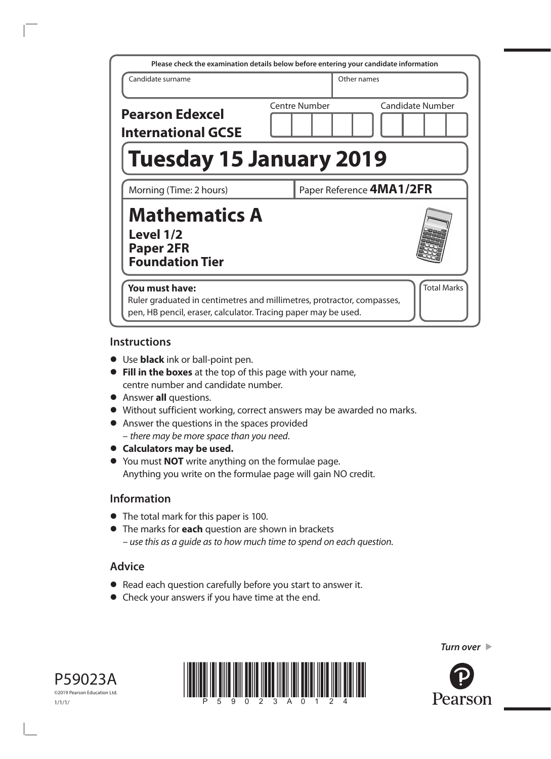Please check the examination details below before entering your candidate information

| Candidate surname | Other names |
|---|---|
| | |

**Pearson Edexcel International GCSE**

Centre Number | Candidate Number

# Tuesday 15 January 2019

Morning (Time: 2 hours) | Paper Reference **4MA1/2FR**

# Mathematics A

**Level 1/2**
**Paper 2FR**
**Foundation Tier**

**You must have:**
Ruler graduated in centimetres and millimetres, protractor, compasses, pen, HB pencil, eraser, calculator. Tracing paper may be used.

Total Marks

## Instructions

- Use **black** ink or ball-point pen.
- **Fill in the boxes** at the top of this page with your name, centre number and candidate number.
- Answer **all** questions.
- Without sufficient working, correct answers may be awarded no marks.
- Answer the questions in the spaces provided
  – *there may be more space than you need*.
- **Calculators may be used.**
- You must **NOT** write anything on the formulae page. Anything you write on the formulae page will gain NO credit.

## Information

- The total mark for this paper is 100.
- The marks for **each** question are shown in brackets
  – *use this as a guide as to how much time to spend on each question.*

## Advice

- Read each question carefully before you start to answer it.
- Check your answers if you have time at the end.

*Turn over*

P59023A
©2019 Pearson Education Ltd.
1/1/1/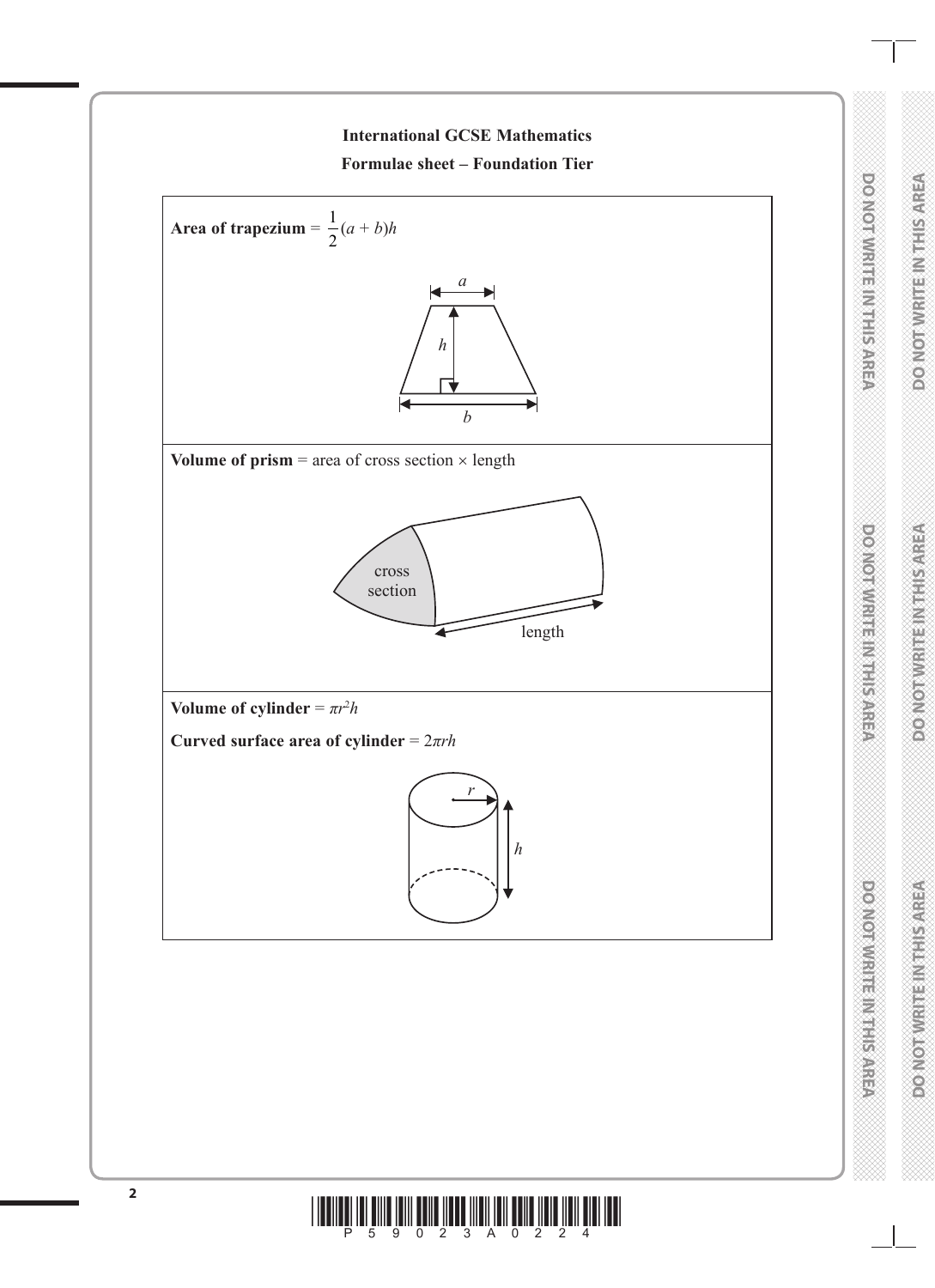# International GCSE Mathematics

## Formulae sheet – Foundation Tier

**Area of trapezium** = $\frac{1}{2}(a + b)h$

**Volume of prism** = area of cross section × length

**Volume of cylinder** = $\pi r^2 h$

**Curved surface area of cylinder** = $2\pi rh$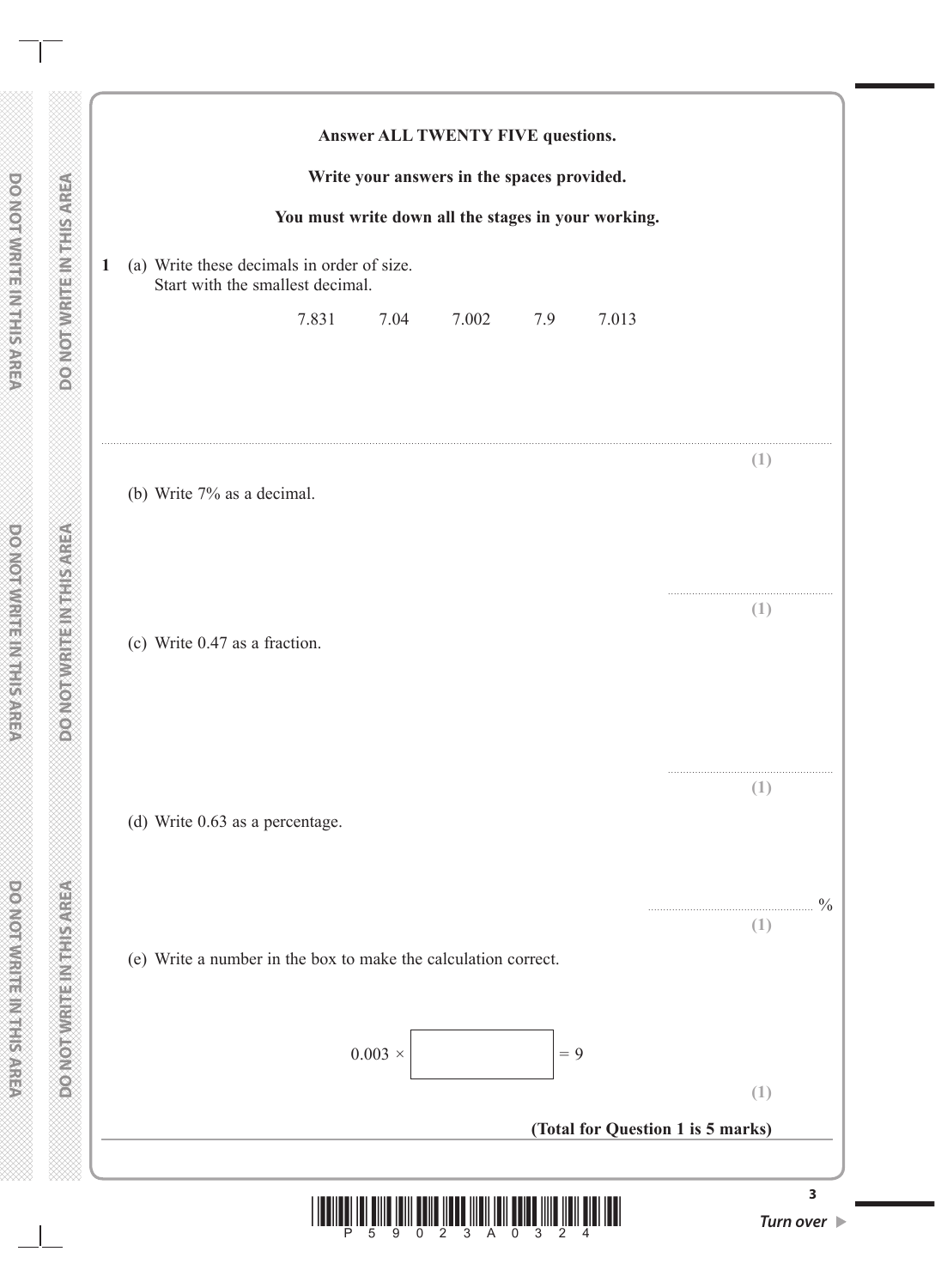**Answer ALL TWENTY FIVE questions.**

**Write your answers in the spaces provided.**

**You must write down all the stages in your working.**

**1** (a) Write these decimals in order of size.
Start with the smallest decimal.

7.831 7.04 7.002 7.9 7.013

..............................................................................................................................................................................

**(1)**

(b) Write 7% as a decimal.

..............................................

**(1)**

(c) Write 0.47 as a fraction.

..............................................

**(1)**

(d) Write 0.63 as a percentage.

.............................................. %

**(1)**

(e) Write a number in the box to make the calculation correct.

$0.003 \times \square = 9$

**(1)**

**(Total for Question 1 is 5 marks)**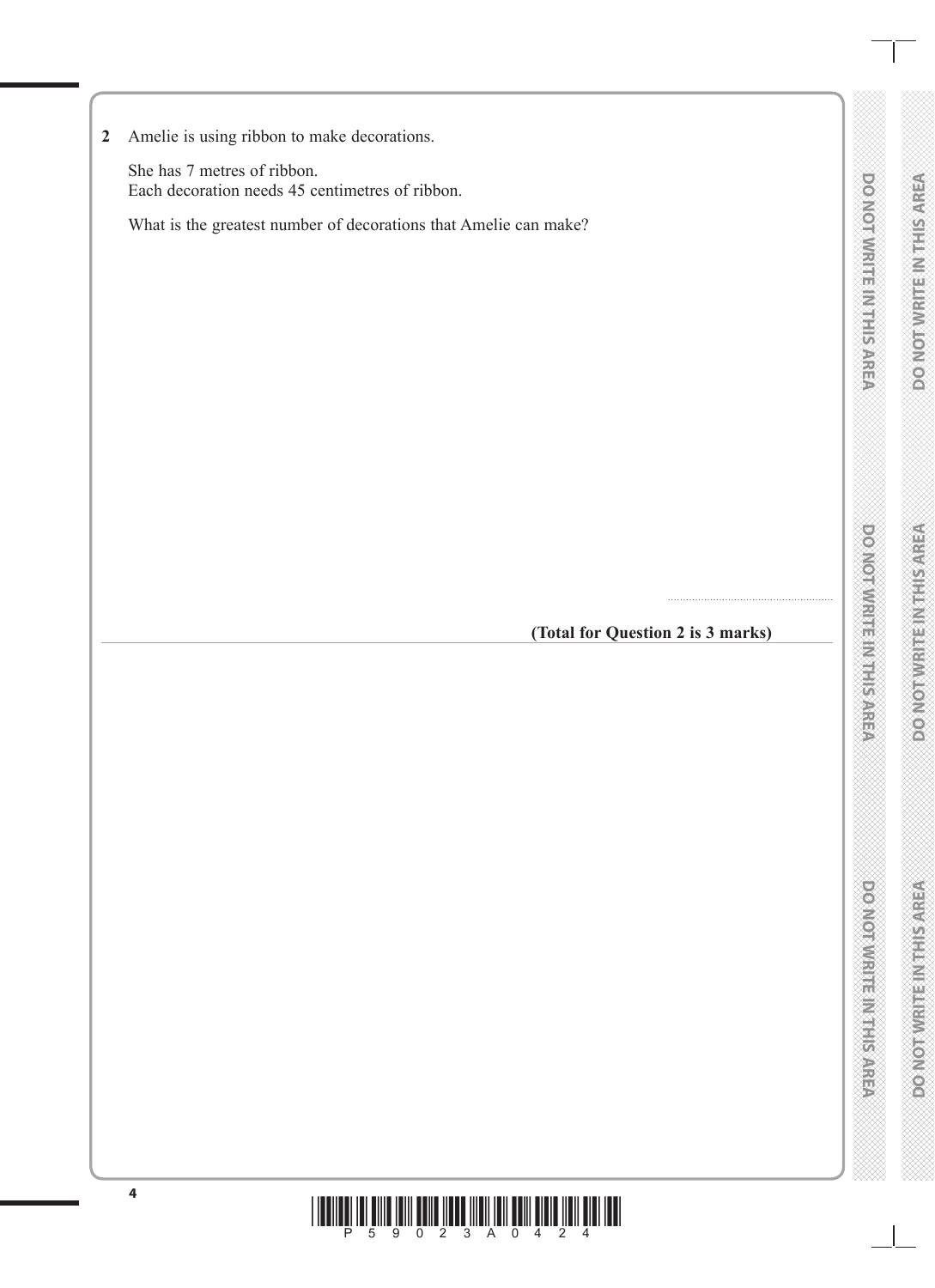**2** Amelie is using ribbon to make decorations.

She has 7 metres of ribbon.
Each decoration needs 45 centimetres of ribbon.

What is the greatest number of decorations that Amelie can make?

.......................................................

**(Total for Question 2 is 3 marks)**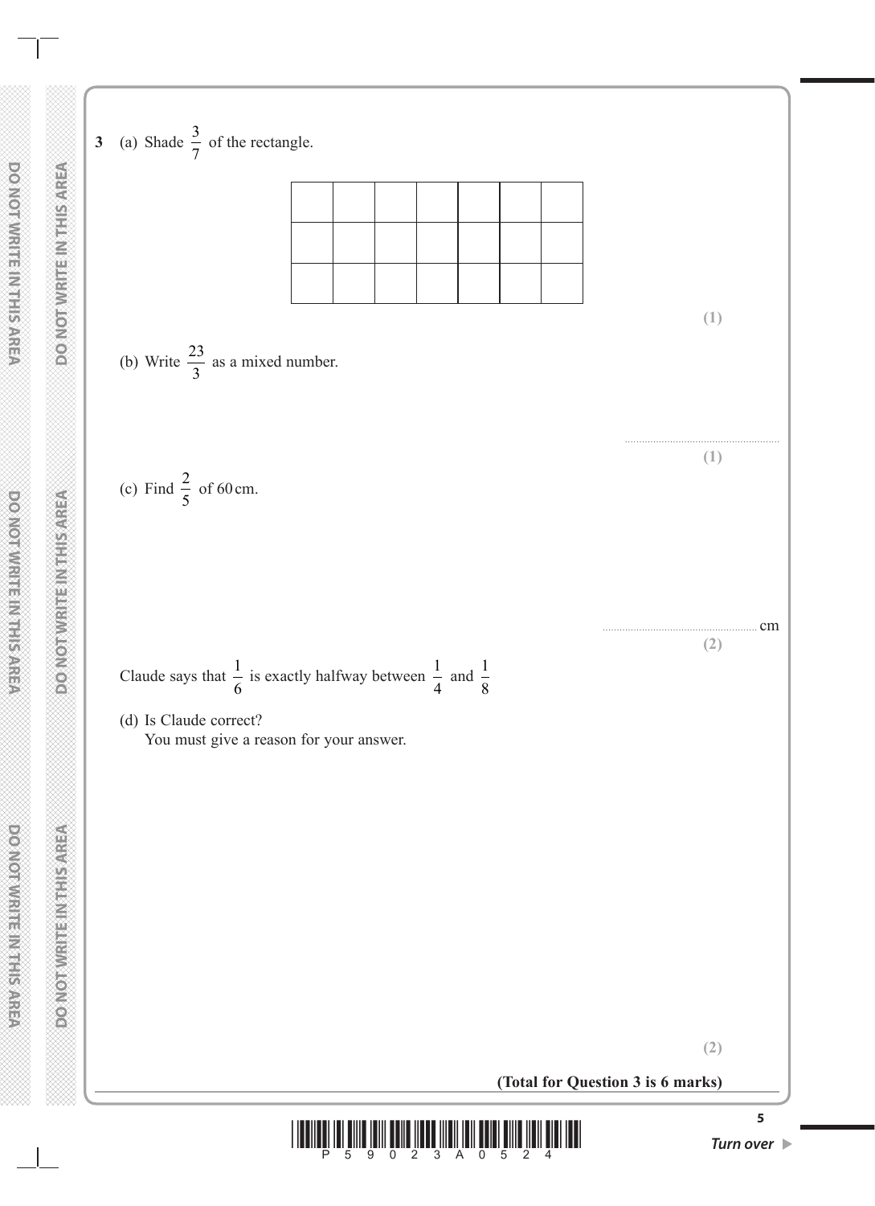**3** (a) Shade $\frac{3}{7}$ of the rectangle.

| | | | | | | |
|---|---|---|---|---|---|---|
| | | | | | | |
| | | | | | | |
| | | | | | | |

**(1)**

(b) Write $\frac{23}{3}$ as a mixed number.

..........................................................

**(1)**

(c) Find $\frac{2}{5}$ of 60 cm.

.......................................................... cm

**(2)**

Claude says that $\frac{1}{6}$ is exactly halfway between $\frac{1}{4}$ and $\frac{1}{8}$

(d) Is Claude correct?
You must give a reason for your answer.

**(2)**

**(Total for Question 3 is 6 marks)**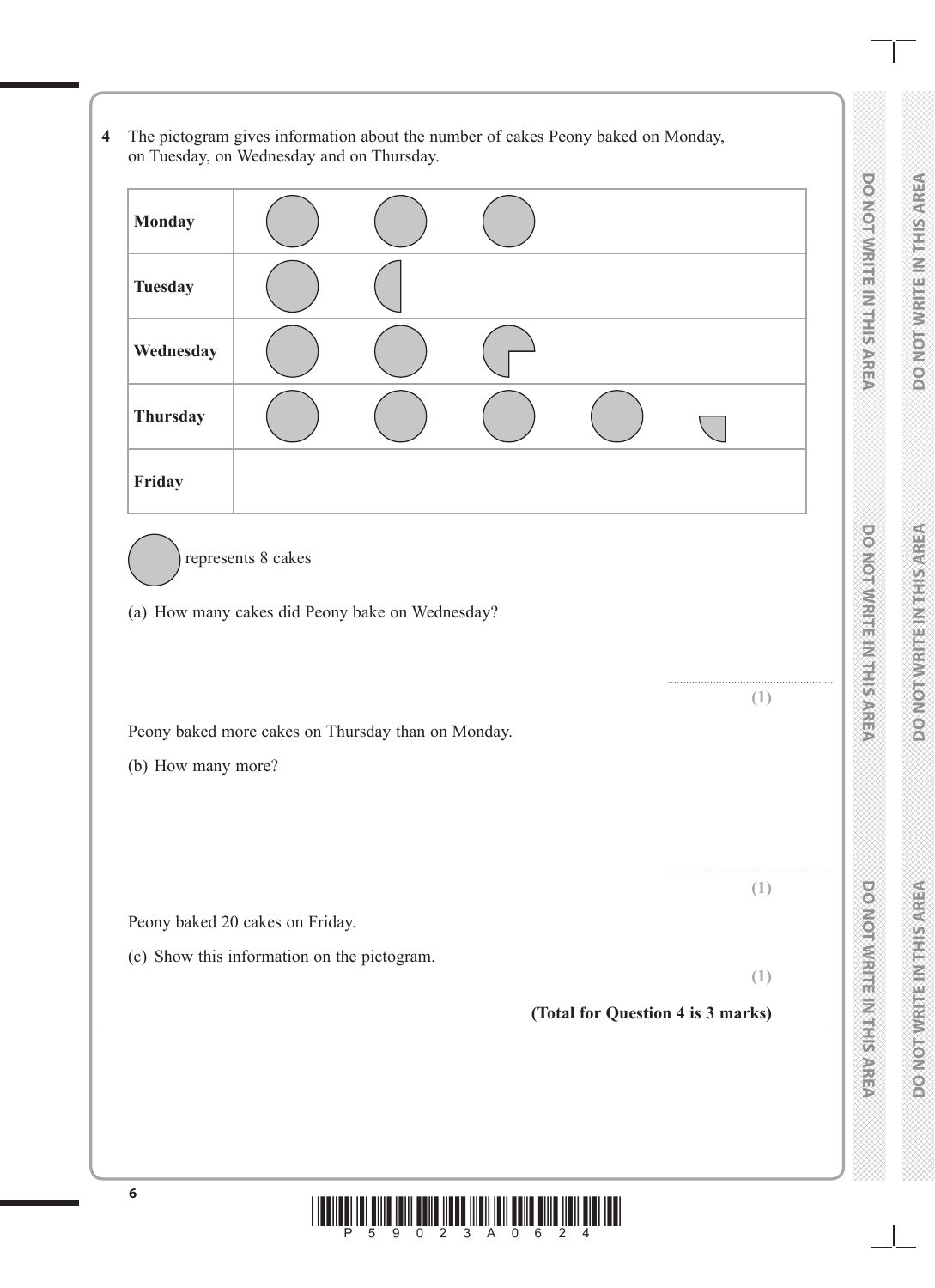**4** The pictogram gives information about the number of cakes Peony baked on Monday, on Tuesday, on Wednesday and on Thursday.

| | |
|---|---|
| **Monday** | ⬤ ⬤ ⬤ |
| **Tuesday** | ⬤ ◐ |
| **Wednesday** | ⬤ ⬤ ¾ |
| **Thursday** | ⬤ ⬤ ⬤ ⬤ ¼ |
| **Friday** | |

⬤ represents 8 cakes

(a) How many cakes did Peony bake on Wednesday?

.......................................................
**(1)**

Peony baked more cakes on Thursday than on Monday.

(b) How many more?

.......................................................
**(1)**

Peony baked 20 cakes on Friday.

(c) Show this information on the pictogram.

**(1)**

**(Total for Question 4 is 3 marks)**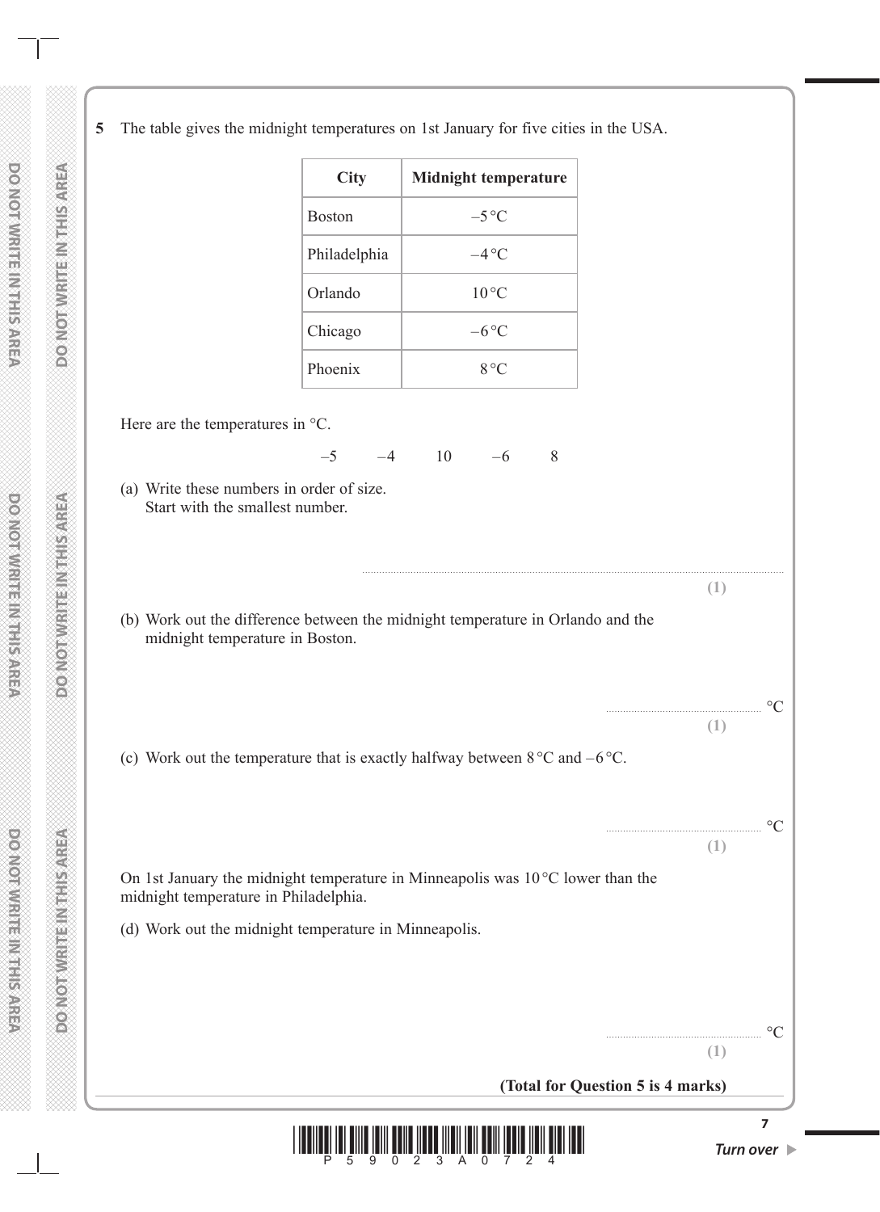**5** The table gives the midnight temperatures on 1st January for five cities in the USA.

| City | Midnight temperature |
| --- | --- |
| Boston | –5 °C |
| Philadelphia | –4 °C |
| Orlando | 10 °C |
| Chicago | –6 °C |
| Phoenix | 8 °C |

Here are the temperatures in °C.

–5 &nbsp;&nbsp;&nbsp; –4 &nbsp;&nbsp;&nbsp; 10 &nbsp;&nbsp;&nbsp; –6 &nbsp;&nbsp;&nbsp; 8

(a) Write these numbers in order of size.
Start with the smallest number.

.......................................................................................................

**(1)**

(b) Work out the difference between the midnight temperature in Orlando and the midnight temperature in Boston.

....................................................... °C

**(1)**

(c) Work out the temperature that is exactly halfway between 8 °C and –6 °C.

....................................................... °C

**(1)**

On 1st January the midnight temperature in Minneapolis was 10 °C lower than the midnight temperature in Philadelphia.

(d) Work out the midnight temperature in Minneapolis.

....................................................... °C

**(1)**

**(Total for Question 5 is 4 marks)**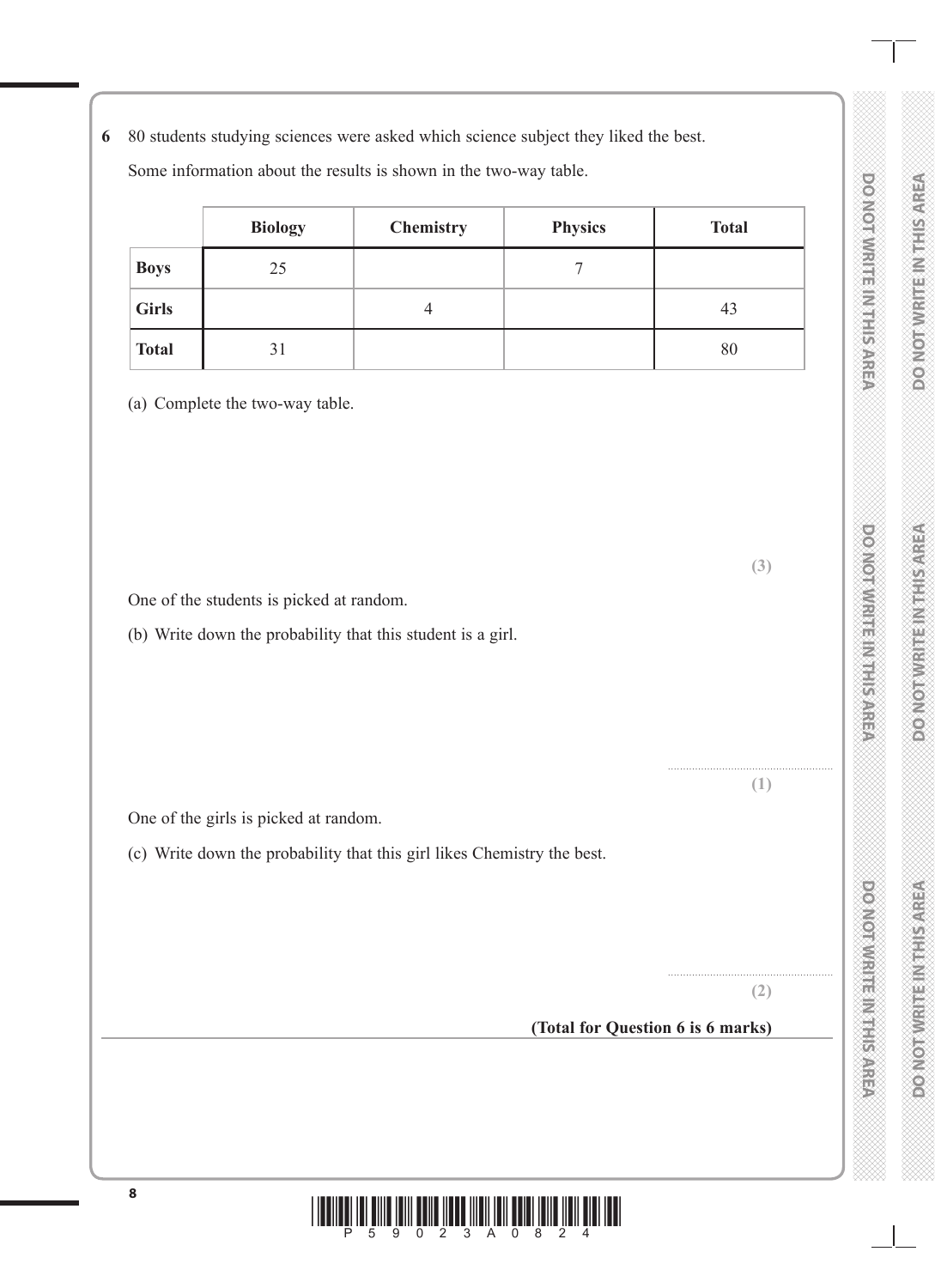**6** 80 students studying sciences were asked which science subject they liked the best.

Some information about the results is shown in the two-way table.

| | Biology | Chemistry | Physics | Total |
|---|---|---|---|---|
| **Boys** | 25 | | 7 | |
| **Girls** | | 4 | | 43 |
| **Total** | 31 | | | 80 |

(a) Complete the two-way table.

**(3)**

One of the students is picked at random.

(b) Write down the probability that this student is a girl.

..................................................

**(1)**

One of the girls is picked at random.

(c) Write down the probability that this girl likes Chemistry the best.

..................................................

**(2)**

**(Total for Question 6 is 6 marks)**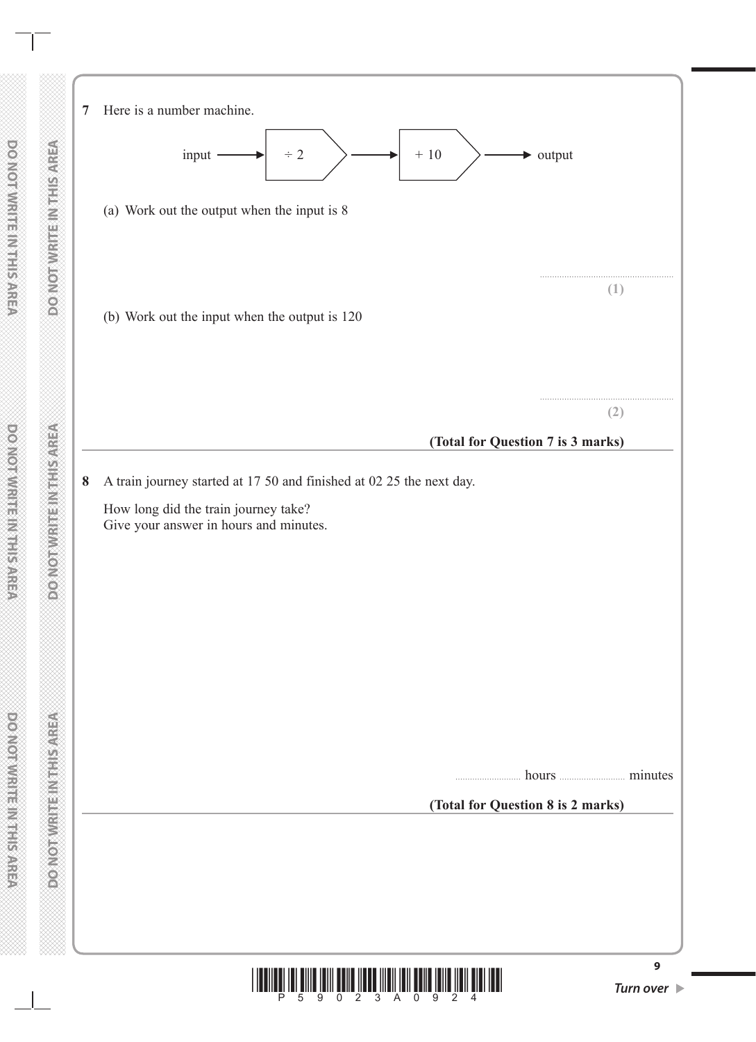**7** Here is a number machine.

input → $\div 2$ → $+ 10$ → output

(a) Work out the output when the input is 8

..................................................
**(1)**

(b) Work out the input when the output is 120

..................................................
**(2)**

**(Total for Question 7 is 3 marks)**

---

**8** A train journey started at 17 50 and finished at 02 25 the next day.

How long did the train journey take?
Give your answer in hours and minutes.

.......................... hours .......................... minutes

**(Total for Question 8 is 2 marks)**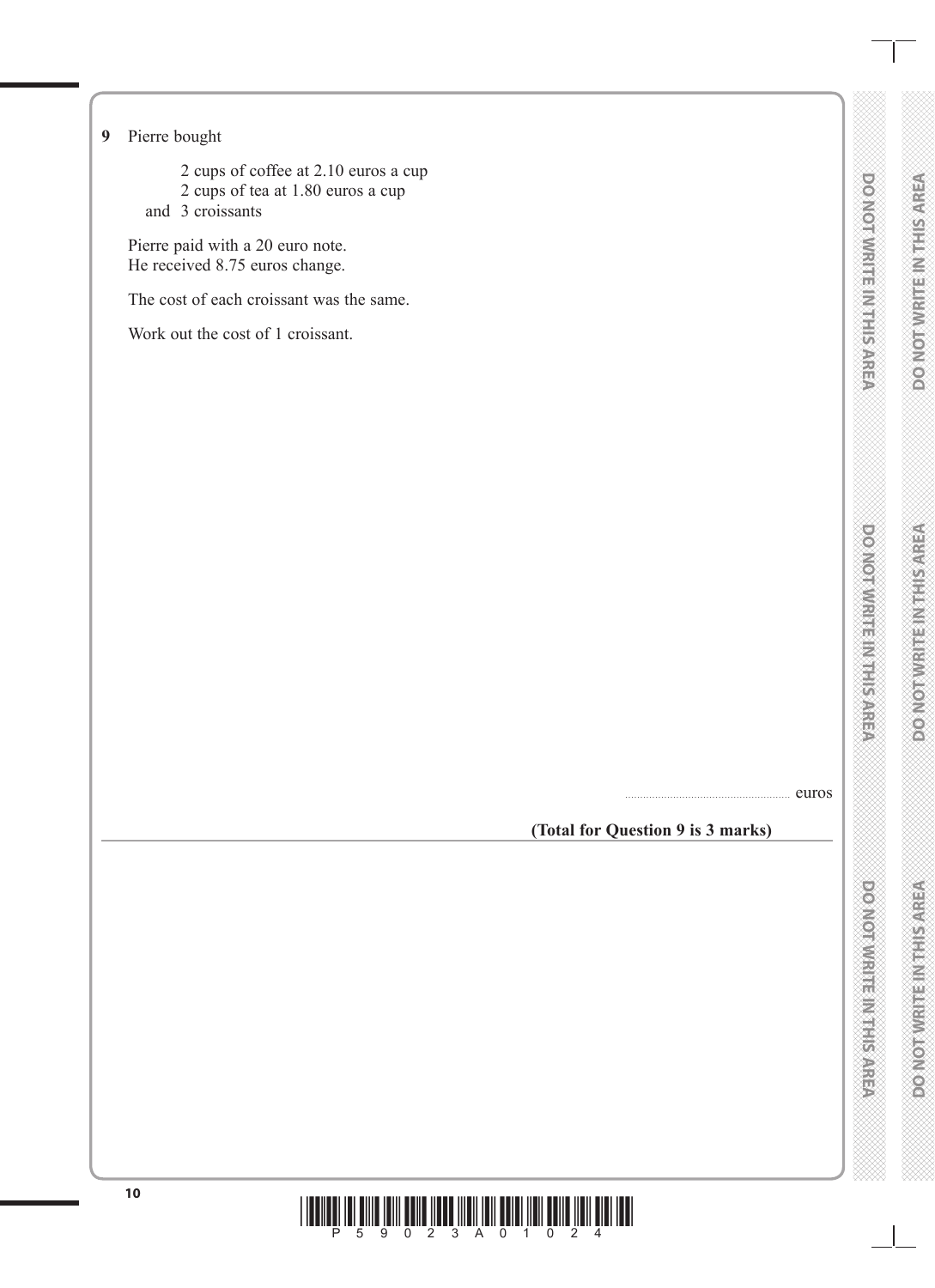**9** Pierre bought

2 cups of coffee at 2.10 euros a cup
2 cups of tea at 1.80 euros a cup
and 3 croissants

Pierre paid with a 20 euro note.
He received 8.75 euros change.

The cost of each croissant was the same.

Work out the cost of 1 croissant.

........................................................ euros

**(Total for Question 9 is 3 marks)**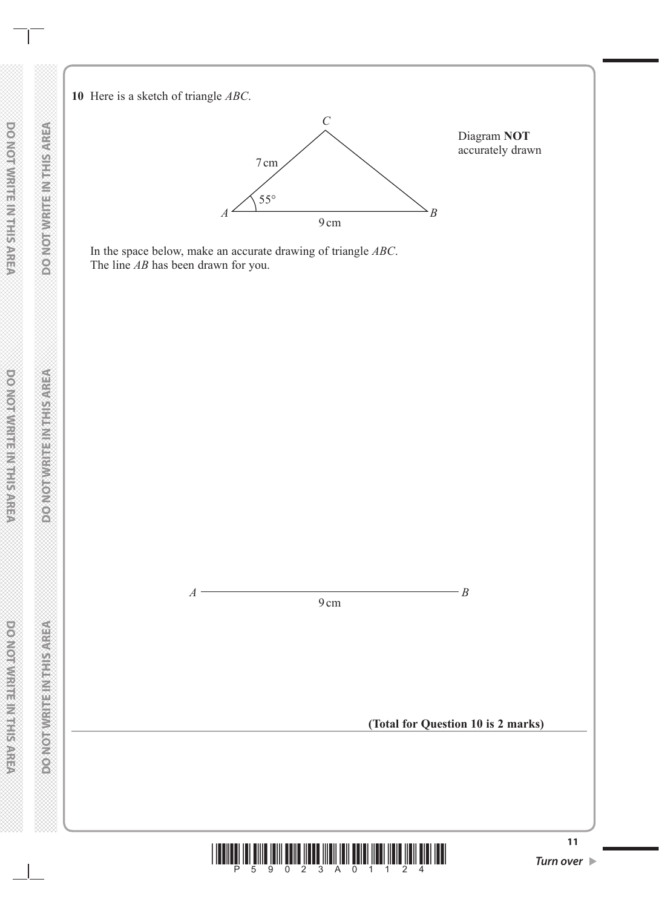**10** Here is a sketch of triangle *ABC*.

*C*

7 cm

55°

*A* &nbsp;&nbsp;&nbsp;&nbsp;&nbsp;&nbsp;&nbsp;&nbsp;&nbsp;&nbsp;&nbsp;&nbsp;&nbsp;&nbsp;&nbsp;&nbsp;&nbsp;&nbsp;&nbsp;&nbsp;&nbsp;&nbsp;&nbsp;&nbsp;&nbsp;&nbsp;&nbsp;&nbsp; *B*

9 cm

Diagram **NOT** accurately drawn

In the space below, make an accurate drawing of triangle *ABC*.
The line *AB* has been drawn for you.

*A* ———————————————————— *B*

9 cm

**(Total for Question 10 is 2 marks)**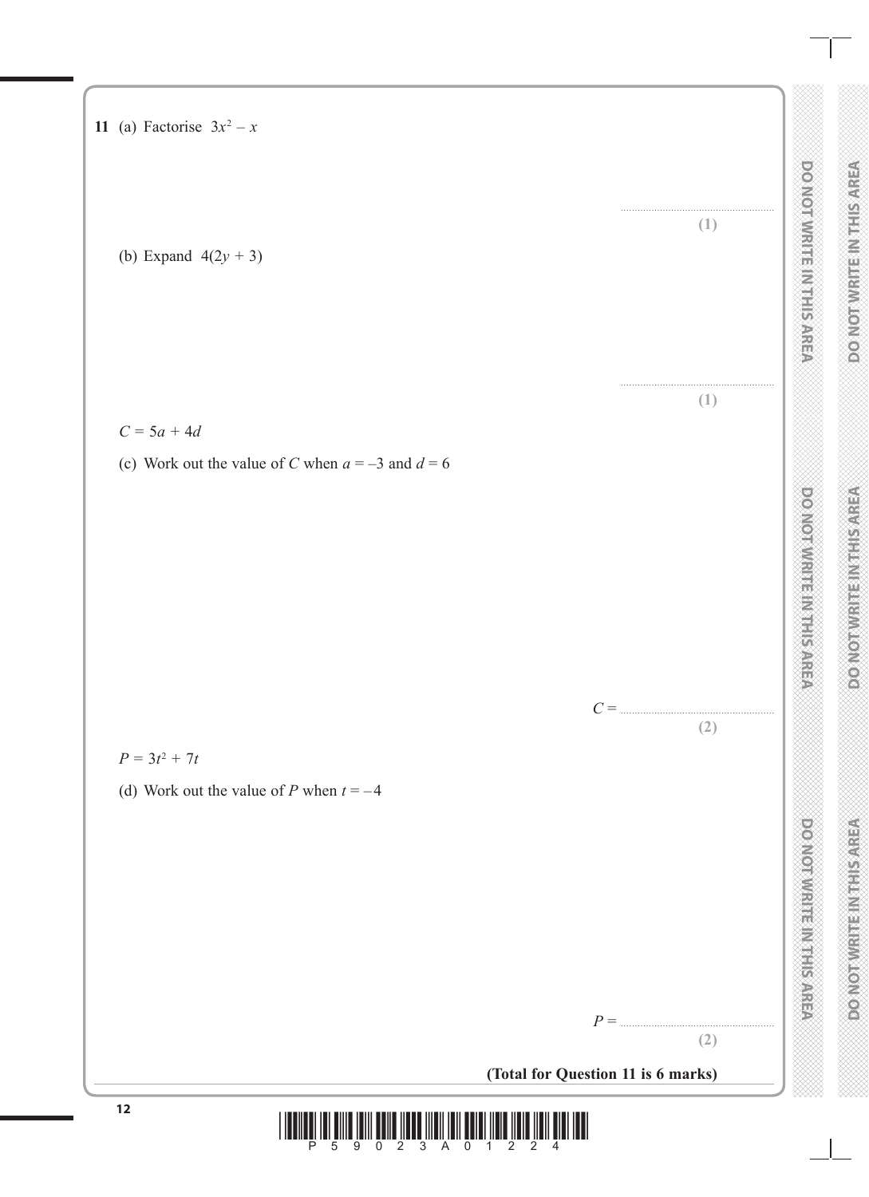**11** (a) Factorise $3x^2 - x$

..............................................................
**(1)**

(b) Expand $4(2y + 3)$

..............................................................
**(1)**

$C = 5a + 4d$

(c) Work out the value of $C$ when $a = -3$ and $d = 6$

$C =$ ..............................................................
**(2)**

$P = 3t^2 + 7t$

(d) Work out the value of $P$ when $t = -4$

$P =$ ..............................................................
**(2)**

**(Total for Question 11 is 6 marks)**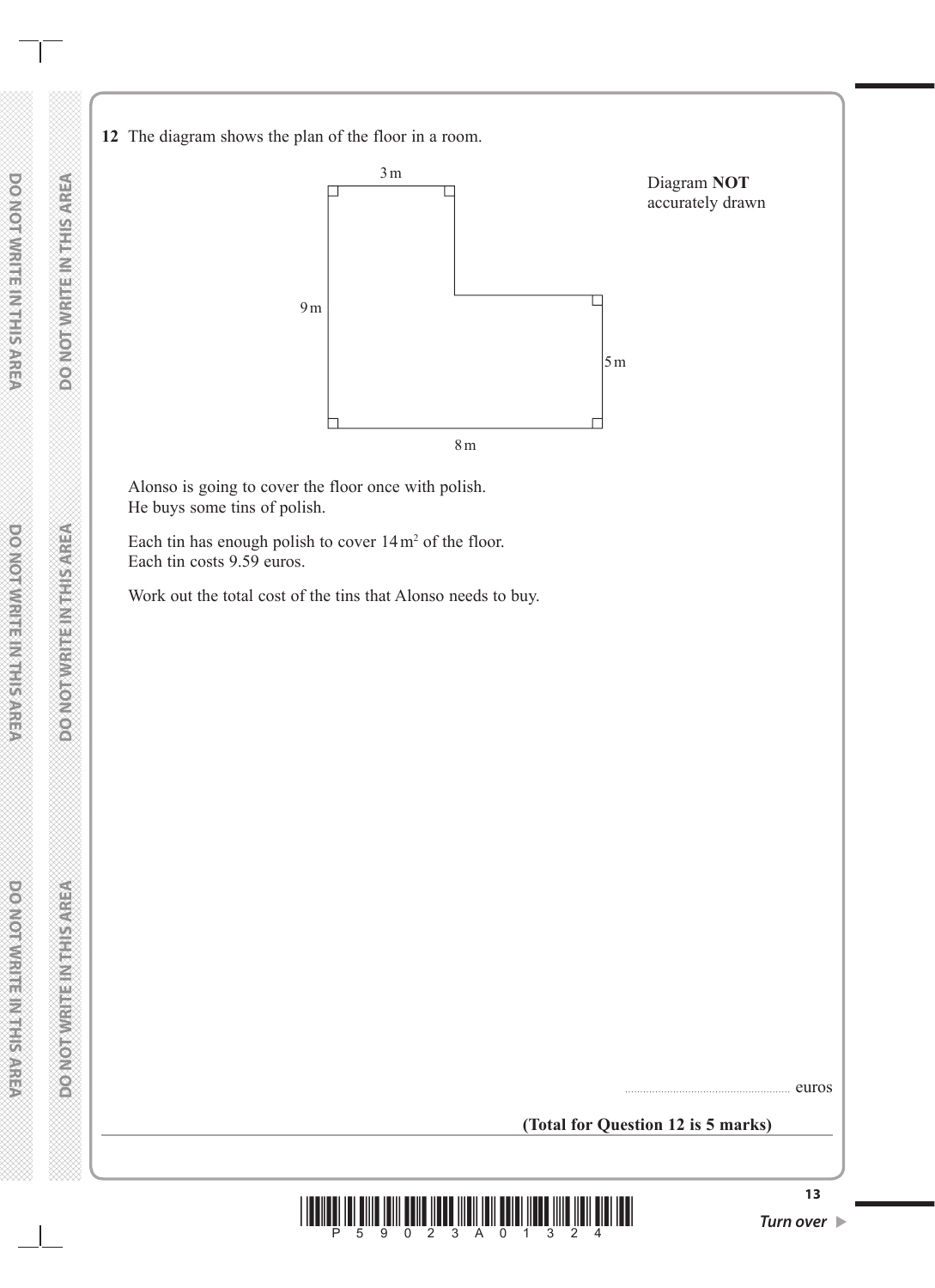**12** The diagram shows the plan of the floor in a room.

Diagram **NOT** accurately drawn

3 m

9 m

5 m

8 m

Alonso is going to cover the floor once with polish.
He buys some tins of polish.

Each tin has enough polish to cover $14\,m^2$ of the floor.
Each tin costs 9.59 euros.

Work out the total cost of the tins that Alonso needs to buy.

.......................................................... euros

**(Total for Question 12 is 5 marks)**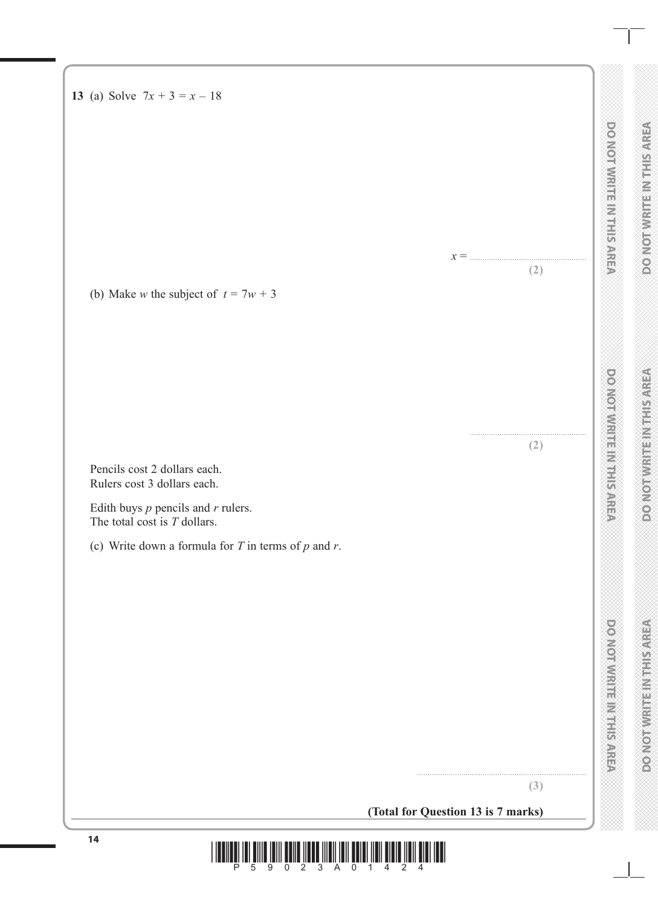**13** (a) Solve $7x + 3 = x - 18$

$x =$ ..............................

**(2)**

(b) Make $w$ the subject of $t = 7w + 3$

..............................

**(2)**

Pencils cost 2 dollars each.
Rulers cost 3 dollars each.

Edith buys $p$ pencils and $r$ rulers.
The total cost is $T$ dollars.

(c) Write down a formula for $T$ in terms of $p$ and $r$.

..............................

**(3)**

**(Total for Question 13 is 7 marks)**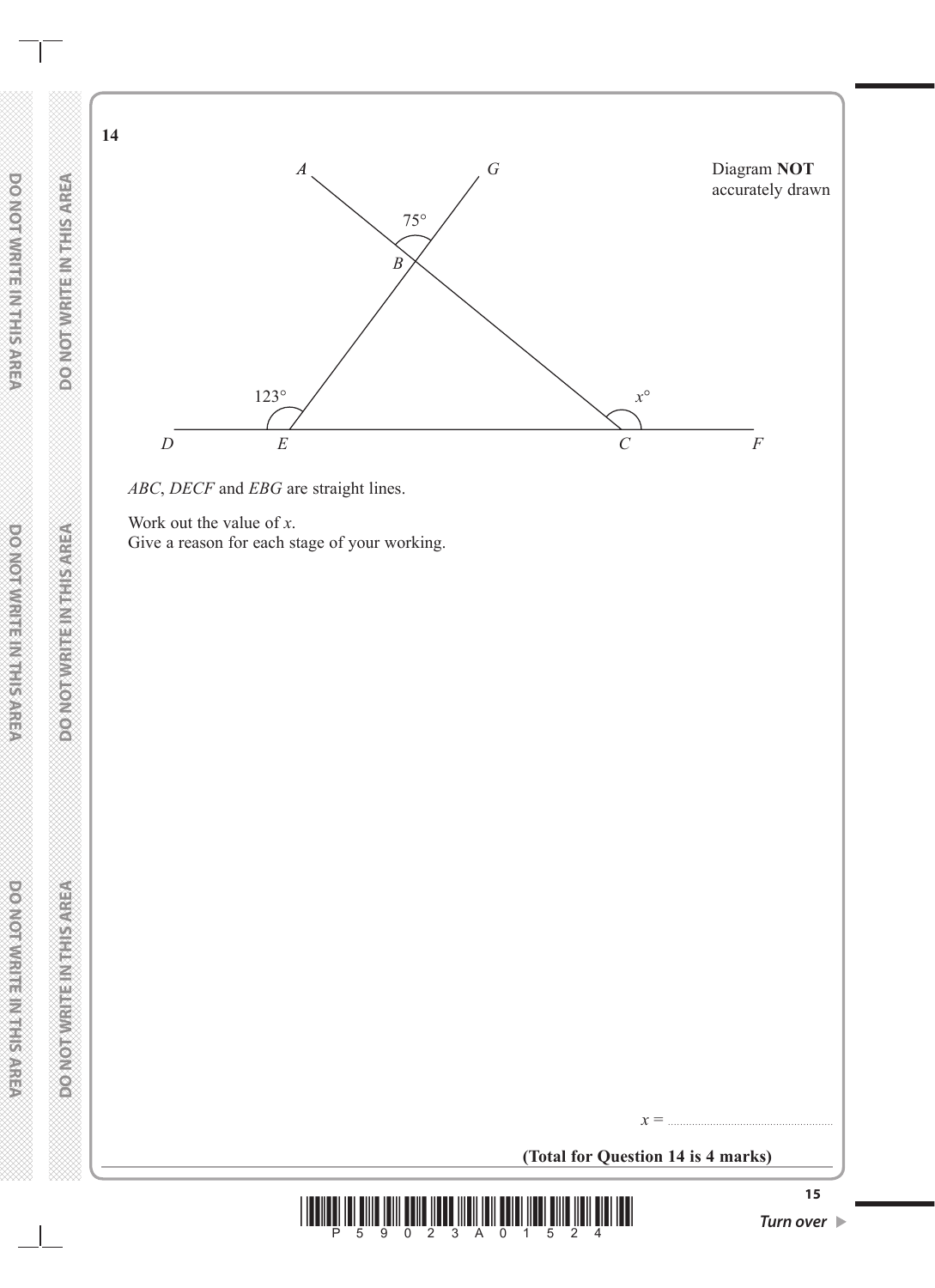**14**

Diagram **NOT** accurately drawn

*ABC*, *DECF* and *EBG* are straight lines.

Work out the value of $x$.
Give a reason for each stage of your working.

$x =$ ......................................................

**(Total for Question 14 is 4 marks)**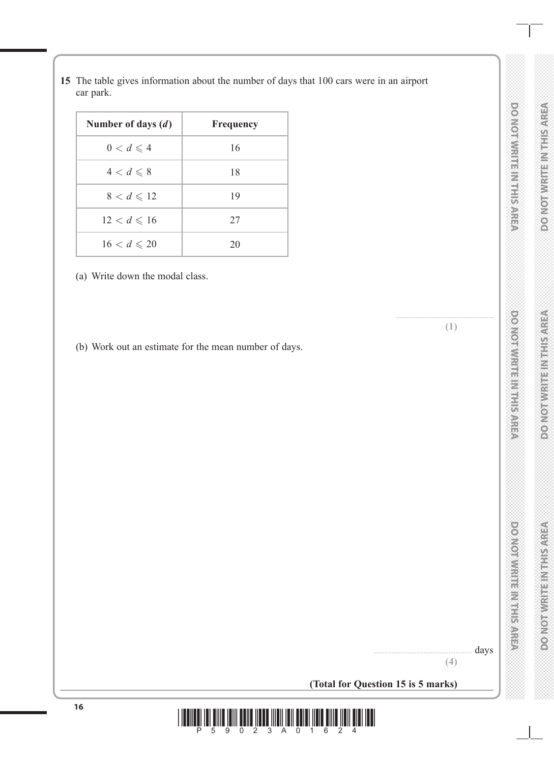**15** The table gives information about the number of days that 100 cars were in an airport car park.

| Number of days ($d$) | Frequency |
|---|---|
| $0 < d \leqslant 4$ | 16 |
| $4 < d \leqslant 8$ | 18 |
| $8 < d \leqslant 12$ | 19 |
| $12 < d \leqslant 16$ | 27 |
| $16 < d \leqslant 20$ | 20 |

(a) Write down the modal class.

.......................................................

**(1)**

(b) Work out an estimate for the mean number of days.

....................................................... days

**(4)**

**(Total for Question 15 is 5 marks)**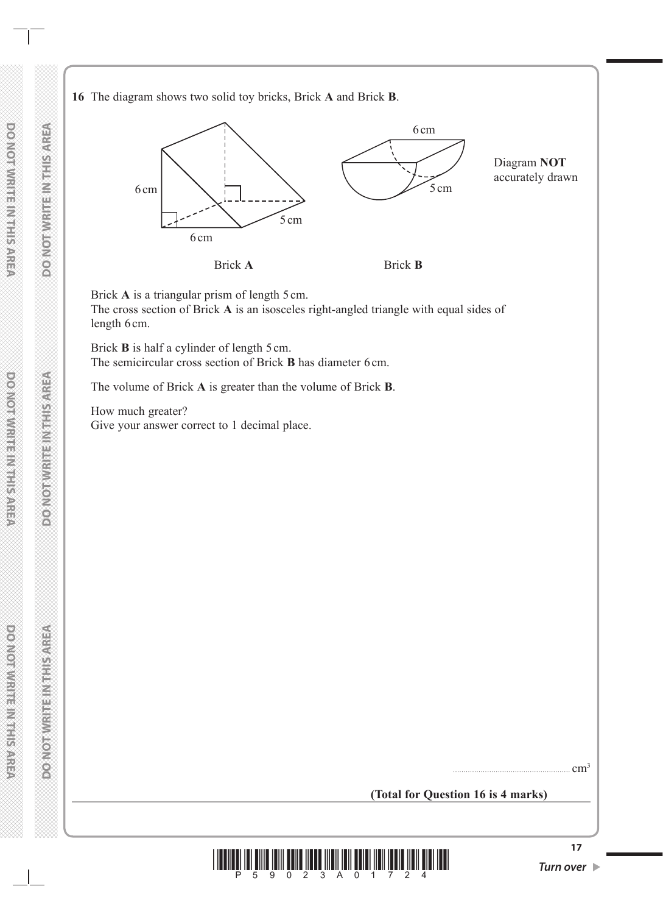**16** The diagram shows two solid toy bricks, Brick **A** and Brick **B**.

6 cm

6 cm

5 cm

6 cm

6 cm

5 cm

Diagram **NOT** accurately drawn

Brick **A**

Brick **B**

Brick **A** is a triangular prism of length 5 cm.
The cross section of Brick **A** is an isosceles right-angled triangle with equal sides of length 6 cm.

Brick **B** is half a cylinder of length 5 cm.
The semicircular cross section of Brick **B** has diameter 6 cm.

The volume of Brick **A** is greater than the volume of Brick **B**.

How much greater?
Give your answer correct to 1 decimal place.

.......................................................... $cm^3$

**(Total for Question 16 is 4 marks)**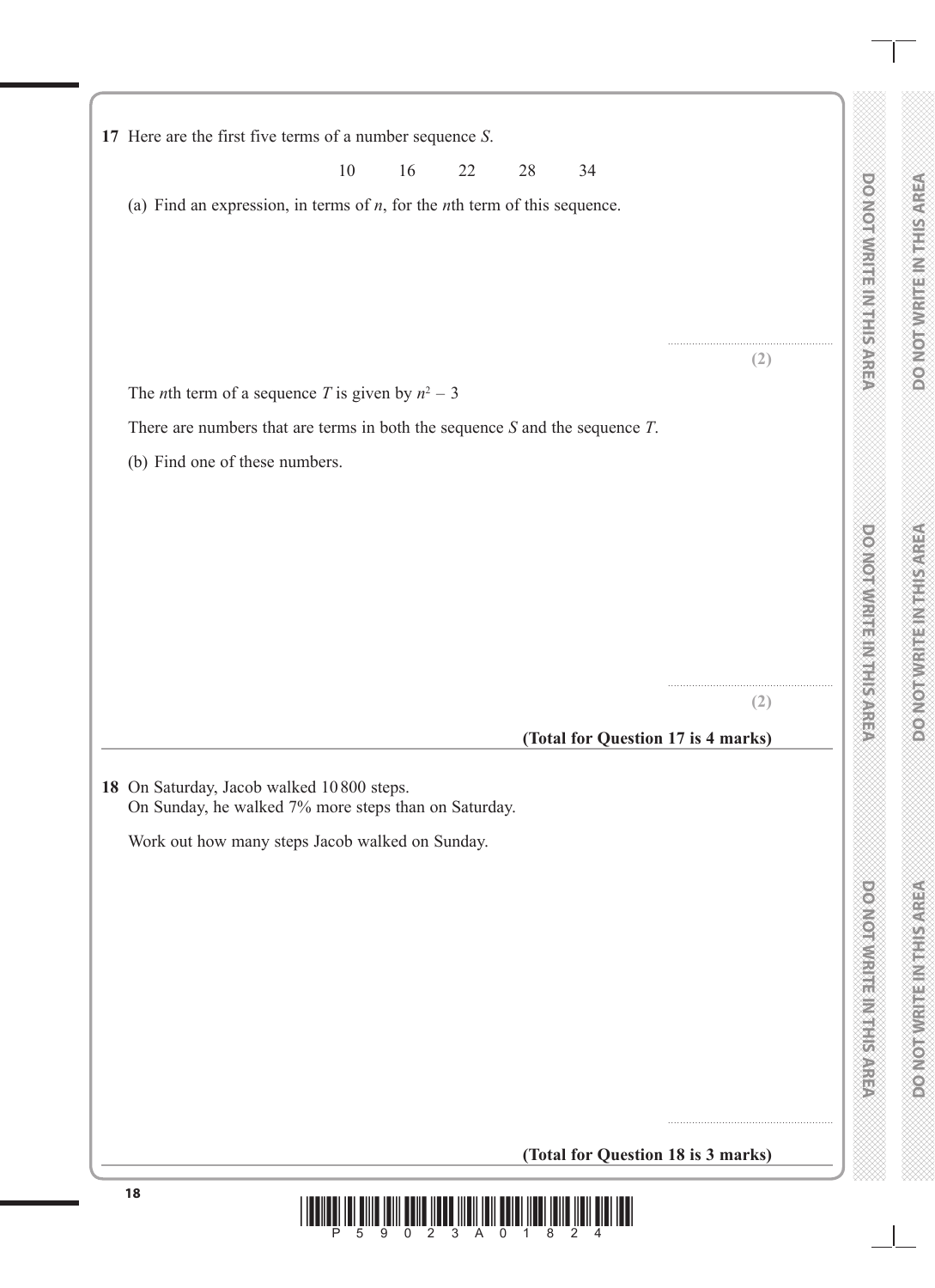**17** Here are the first five terms of a number sequence *S*.

10 16 22 28 34

(a) Find an expression, in terms of $n$, for the $n$th term of this sequence.

..................................................

**(2)**

The $n$th term of a sequence $T$ is given by $n^2 - 3$

There are numbers that are terms in both the sequence *S* and the sequence *T*.

(b) Find one of these numbers.

..................................................

**(2)**

**(Total for Question 17 is 4 marks)**

---

**18** On Saturday, Jacob walked 10 800 steps.
On Sunday, he walked 7% more steps than on Saturday.

Work out how many steps Jacob walked on Sunday.

..................................................

**(Total for Question 18 is 3 marks)**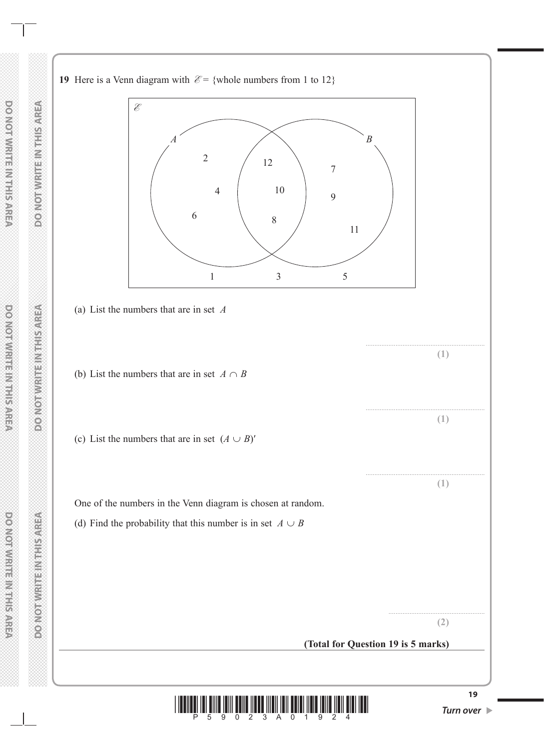**19** Here is a Venn diagram with $\mathscr{E}$ = {whole numbers from 1 to 12}

$\mathscr{E}$

A: 2, 4, 6

$A \cap B$: 12, 10, 8

B: 7, 9, 11

Outside: 1, 3, 5

(a) List the numbers that are in set $A$

..............................................................

**(1)**

(b) List the numbers that are in set $A \cap B$

..............................................................

**(1)**

(c) List the numbers that are in set $(A \cup B)'$

..............................................................

**(1)**

One of the numbers in the Venn diagram is chosen at random.

(d) Find the probability that this number is in set $A \cup B$

..............................................................

**(2)**

**(Total for Question 19 is 5 marks)**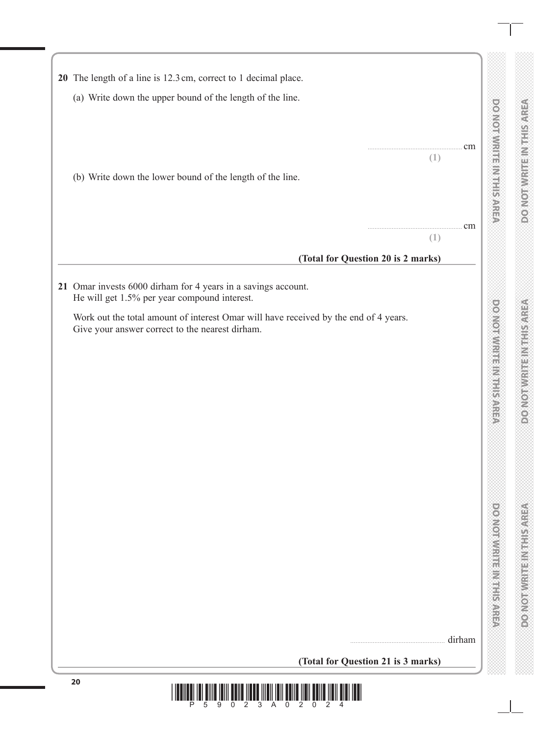**20** The length of a line is 12.3 cm, correct to 1 decimal place.

(a) Write down the upper bound of the length of the line.

.......................................................cm
**(1)**

(b) Write down the lower bound of the length of the line.

.......................................................cm
**(1)**

**(Total for Question 20 is 2 marks)**

---

**21** Omar invests 6000 dirham for 4 years in a savings account.
He will get 1.5% per year compound interest.

Work out the total amount of interest Omar will have received by the end of 4 years.
Give your answer correct to the nearest dirham.

....................................................... dirham

**(Total for Question 21 is 3 marks)**

---

DO NOT WRITE IN THIS AREA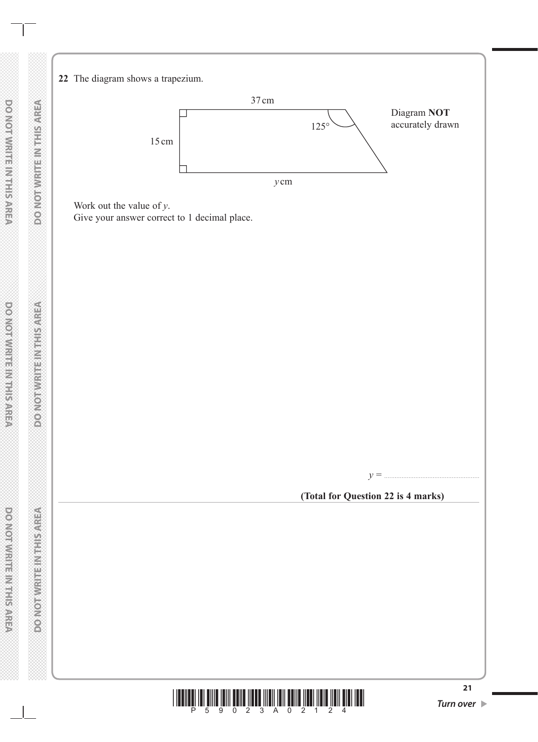**22** The diagram shows a trapezium.

37 cm

125°

15 cm

*y* cm

Diagram **NOT** accurately drawn

Work out the value of $y$.
Give your answer correct to 1 decimal place.

$y = $ ..................................................

**(Total for Question 22 is 4 marks)**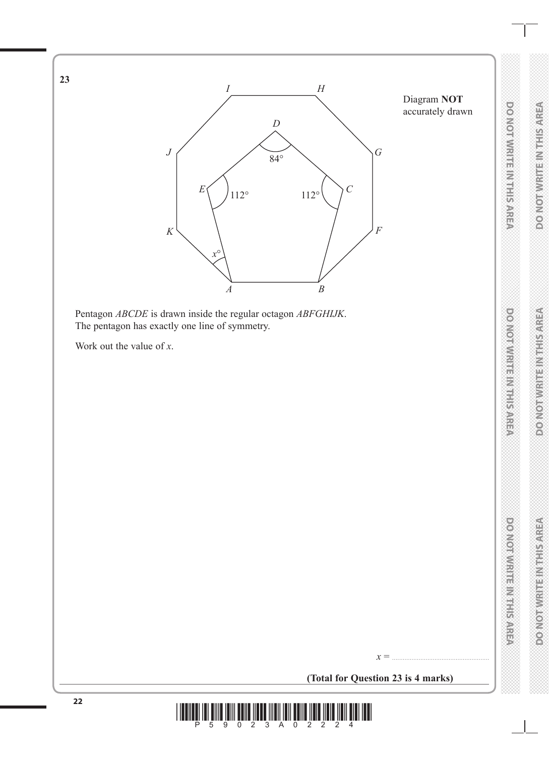**23**

Diagram **NOT** accurately drawn

Pentagon *ABCDE* is drawn inside the regular octagon *ABFGHIJK*.
The pentagon has exactly one line of symmetry.

Work out the value of $x$.

$x =$ ..........................................................

**(Total for Question 23 is 4 marks)**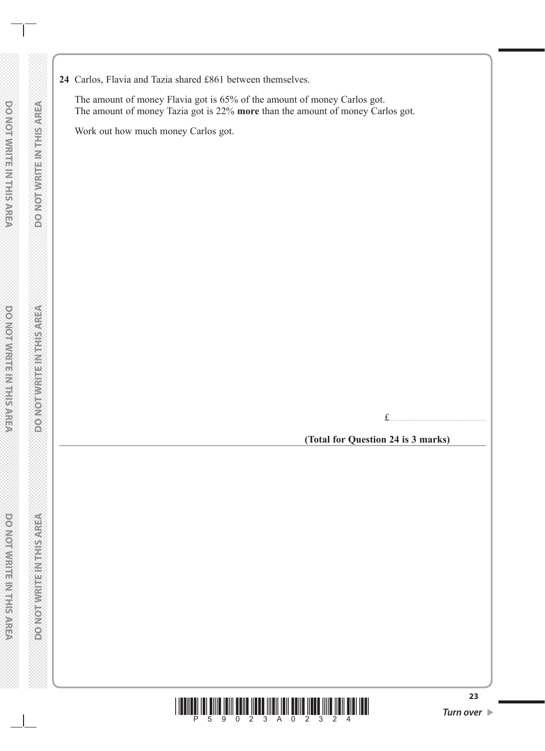**24** Carlos, Flavia and Tazia shared £861 between themselves.

The amount of money Flavia got is 65% of the amount of money Carlos got.
The amount of money Tazia got is 22% **more** than the amount of money Carlos got.

Work out how much money Carlos got.

£.......................................................

**(Total for Question 24 is 3 marks)**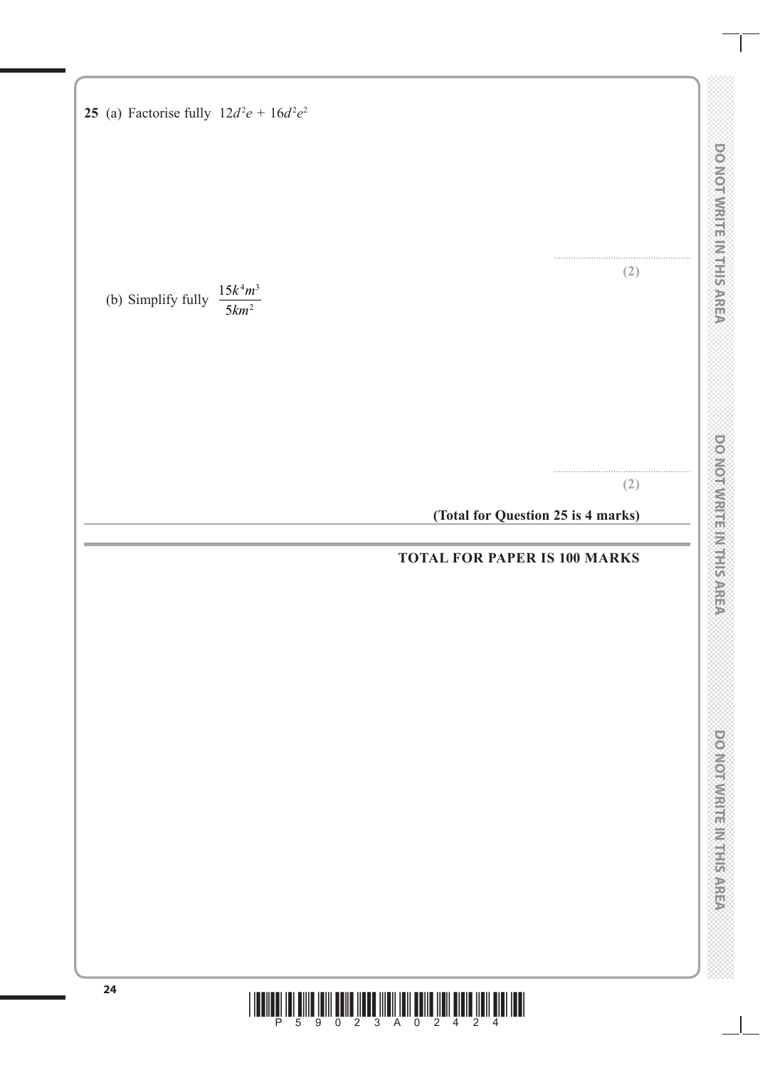**25** (a) Factorise fully $12d^2e + 16d^2e^2$

..............................................................

**(2)**

(b) Simplify fully $\dfrac{15k^4m^3}{5km^2}$

..............................................................

**(2)**

**(Total for Question 25 is 4 marks)**

---

**TOTAL FOR PAPER IS 100 MARKS**